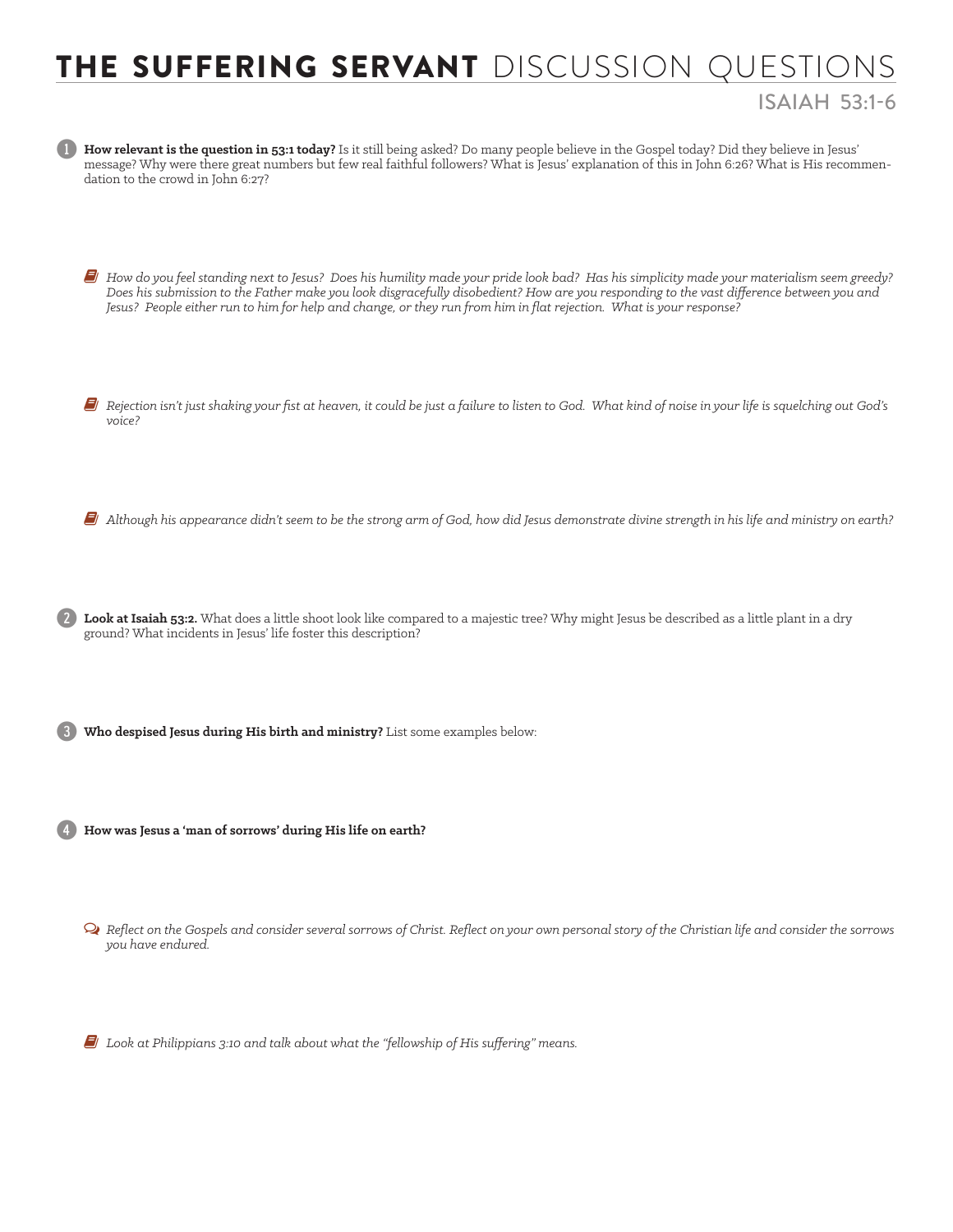# **THE SUFFERING SERVANT** DISCUSSION QUESTIONS

## ISAIAH 53:1-6

1. **How relevant is the question in 53:1 today?** Is it still being asked? Do many people believe in the Gospel today? Did they believe in Jesus' message? Why were there great numbers but few real faithful followers? What is Jesus' explanation of this in John 6:26? What is His recommendation to the crowd in John 6:27?

   *How do you feel standing next to Jesus? Does his humility made your pride look bad? Has his simplicity made your materialism seem greedy? Does his submission to the Father make you look disgracefully disobedient? How are you responding to the vast difference between you and Jesus? People either run to him for help and change, or they run from him in flat rejection. What is your response?*

   *Rejection isn't just shaking your fist at heaven, it could be just a failure to listen to God. What kind of noise in your life is squelching out God's voice?*

   *Although his appearance didn't seem to be the strong arm of God, how did Jesus demonstrate divine strength in his life and ministry on earth?*

2. **Look at Isaiah 53:2.** What does a little shoot look like compared to a majestic tree? Why might Jesus be described as a little plant in a dry ground? What incidents in Jesus' life foster this description?

3. **Who despised Jesus during His birth and ministry?** List some examples below:

4. **How was Jesus a 'man of sorrows' during His life on earth?**

   *Reflect on the Gospels and consider several sorrows of Christ. Reflect on your own personal story of the Christian life and consider the sorrows you have endured.*

   *Look at Philippians 3:10 and talk about what the "fellowship of His suffering" means.*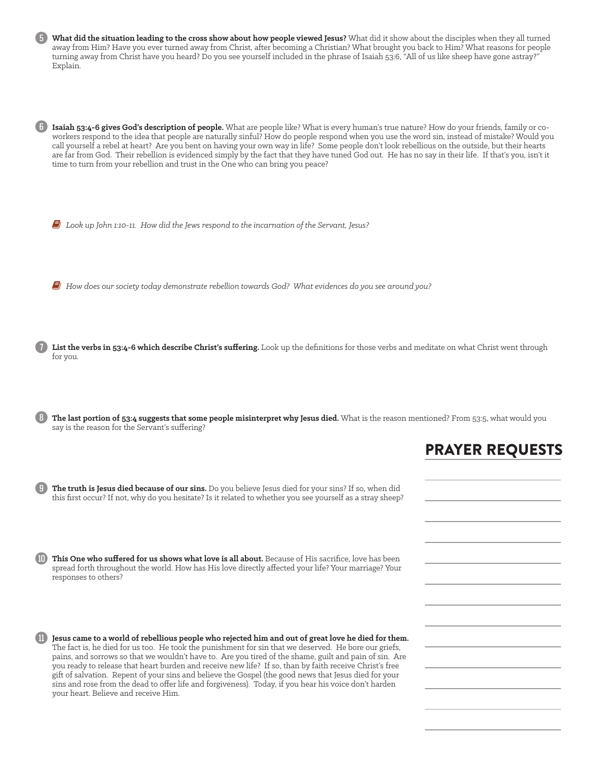5. **What did the situation leading to the cross show about how people viewed Jesus?** What did it show about the disciples when they all turned away from Him? Have you ever turned away from Christ, after becoming a Christian? What brought you back to Him? What reasons for people turning away from Christ have you heard? Do you see yourself included in the phrase of Isaiah 53:6, "All of us like sheep have gone astray?" Explain.

6. **Isaiah 53:4-6 gives God's description of people.** What are people like? What is every human's true nature? How do your friends, family or co-workers respond to the idea that people are naturally sinful? How do people respond when you use the word sin, instead of mistake? Would you call yourself a rebel at heart? Are you bent on having your own way in life? Some people don't look rebellious on the outside, but their hearts are far from God. Their rebellion is evidenced simply by the fact that they have tuned God out. He has no say in their life. If that's you, isn't it time to turn from your rebellion and trust in the One who can bring you peace?

   *Look up John 1:10-11. How did the Jews respond to the incarnation of the Servant, Jesus?*

   *How does our society today demonstrate rebellion towards God? What evidences do you see around you?*

7. **List the verbs in 53:4-6 which describe Christ's suffering.** Look up the definitions for those verbs and meditate on what Christ went through for you.

8. **The last portion of 53:4 suggests that some people misinterpret why Jesus died.** What is the reason mentioned? From 53:5, what would you say is the reason for the Servant's suffering?

9. **The truth is Jesus died because of our sins.** Do you believe Jesus died for your sins? If so, when did this first occur? If not, why do you hesitate? Is it related to whether you see yourself as a stray sheep?

10. **This One who suffered for us shows what love is all about.** Because of His sacrifice, love has been spread forth throughout the world. How has His love directly affected your life? Your marriage? Your responses to others?

11. **Jesus came to a world of rebellious people who rejected him and out of great love he died for them.** The fact is, he died for us too. He took the punishment for sin that we deserved. He bore our griefs, pains, and sorrows so that we wouldn't have to. Are you tired of the shame, guilt and pain of sin. Are you ready to release that heart burden and receive new life? If so, than by faith receive Christ's free gift of salvation. Repent of your sins and believe the Gospel (the good news that Jesus died for your sins and rose from the dead to offer life and forgiveness). Today, if you hear his voice don't harden your heart. Believe and receive Him.

## PRAYER REQUESTS